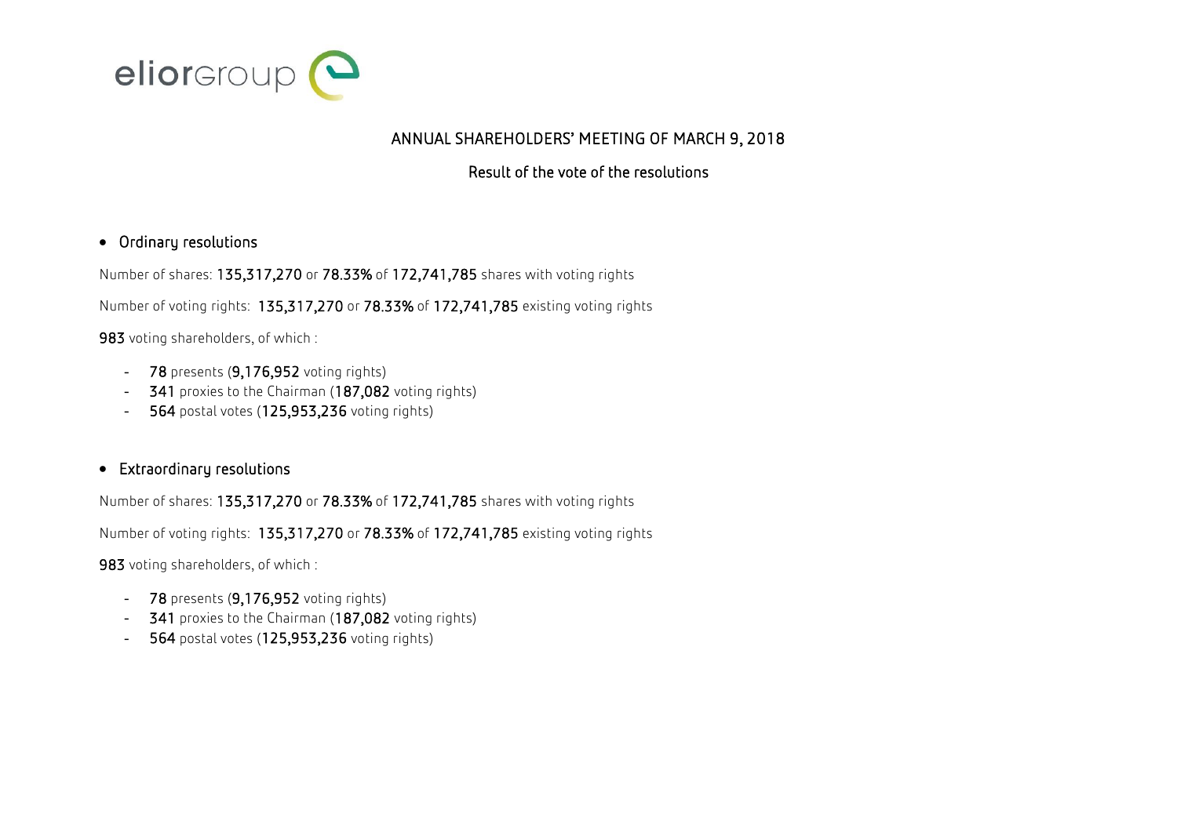eliorgroup

# ANNUAL SHAREHOLDERS' MEETING OF MARCH 9, 2018

## Result of the vote of the resolutions

- **Ordinary resolutions**

Number of shares: **135,317,270** or **78.33%** of **172,741,785** shares with voting rights

Number of voting rights: **135,317,270** or **78.33%** of **172,741,785** existing voting rights

**983** voting shareholders, of which :

- **78** presents (**9,176,952** voting rights)
- **341** proxies to the Chairman (**187,082** voting rights)
- **564** postal votes (**125,953,236** voting rights)

- **Extraordinary resolutions**

Number of shares: **135,317,270** or **78.33%** of **172,741,785** shares with voting rights

Number of voting rights: **135,317,270** or **78.33%** of **172,741,785** existing voting rights

**983** voting shareholders, of which :

- **78** presents (**9,176,952** voting rights)
- **341** proxies to the Chairman (**187,082** voting rights)
- **564** postal votes (**125,953,236** voting rights)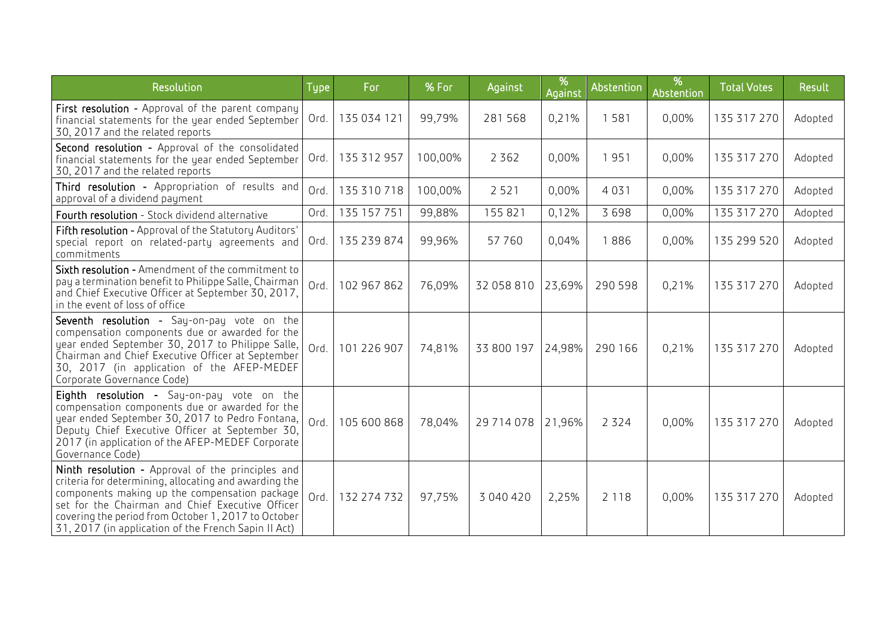| Resolution | Type | For | % For | Against | % Against | Abstention | % Abstention | Total Votes | Result |
|---|---|---|---|---|---|---|---|---|---|
| **First resolution** - Approval of the parent company financial statements for the year ended September 30, 2017 and the related reports | Ord. | 135 034 121 | 99,79% | 281 568 | 0,21% | 1 581 | 0,00% | 135 317 270 | Adopted |
| **Second resolution** - Approval of the consolidated financial statements for the year ended September 30, 2017 and the related reports | Ord. | 135 312 957 | 100,00% | 2 362 | 0,00% | 1 951 | 0,00% | 135 317 270 | Adopted |
| **Third resolution** - Appropriation of results and approval of a dividend payment | Ord. | 135 310 718 | 100,00% | 2 521 | 0,00% | 4 031 | 0,00% | 135 317 270 | Adopted |
| **Fourth resolution** - Stock dividend alternative | Ord. | 135 157 751 | 99,88% | 155 821 | 0,12% | 3 698 | 0,00% | 135 317 270 | Adopted |
| **Fifth resolution** - Approval of the Statutory Auditors' special report on related-party agreements and commitments | Ord. | 135 239 874 | 99,96% | 57 760 | 0,04% | 1 886 | 0,00% | 135 299 520 | Adopted |
| **Sixth resolution** - Amendment of the commitment to pay a termination benefit to Philippe Salle, Chairman and Chief Executive Officer at September 30, 2017, in the event of loss of office | Ord. | 102 967 862 | 76,09% | 32 058 810 | 23,69% | 290 598 | 0,21% | 135 317 270 | Adopted |
| **Seventh resolution** - Say-on-pay vote on the compensation components due or awarded for the year ended September 30, 2017 to Philippe Salle, Chairman and Chief Executive Officer at September 30, 2017 (in application of the AFEP-MEDEF Corporate Governance Code) | Ord. | 101 226 907 | 74,81% | 33 800 197 | 24,98% | 290 166 | 0,21% | 135 317 270 | Adopted |
| **Eighth resolution** - Say-on-pay vote on the compensation components due or awarded for the year ended September 30, 2017 to Pedro Fontana, Deputy Chief Executive Officer at September 30, 2017 (in application of the AFEP-MEDEF Corporate Governance Code) | Ord. | 105 600 868 | 78,04% | 29 714 078 | 21,96% | 2 324 | 0,00% | 135 317 270 | Adopted |
| **Ninth resolution** - Approval of the principles and criteria for determining, allocating and awarding the components making up the compensation package set for the Chairman and Chief Executive Officer covering the period from October 1, 2017 to October 31, 2017 (in application of the French Sapin II Act) | Ord. | 132 274 732 | 97,75% | 3 040 420 | 2,25% | 2 118 | 0,00% | 135 317 270 | Adopted |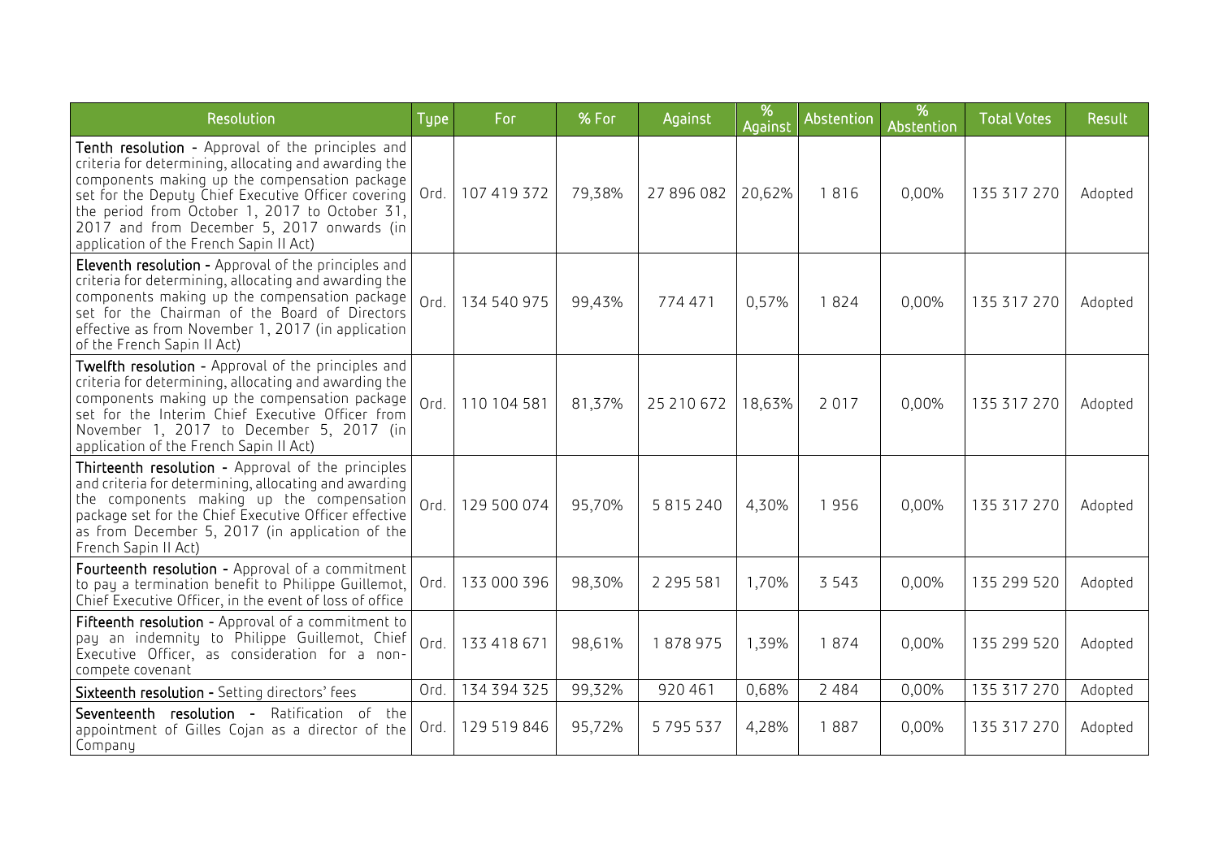| Resolution | Type | For | % For | Against | % Against | Abstention | % Abstention | Total Votes | Result |
|---|---|---|---|---|---|---|---|---|---|
| **Tenth resolution** - Approval of the principles and criteria for determining, allocating and awarding the components making up the compensation package set for the Deputy Chief Executive Officer covering the period from October 1, 2017 to October 31, 2017 and from December 5, 2017 onwards (in application of the French Sapin II Act) | Ord. | 107 419 372 | 79,38% | 27 896 082 | 20,62% | 1 816 | 0,00% | 135 317 270 | Adopted |
| **Eleventh resolution** - Approval of the principles and criteria for determining, allocating and awarding the components making up the compensation package set for the Chairman of the Board of Directors effective as from November 1, 2017 (in application of the French Sapin II Act) | Ord. | 134 540 975 | 99,43% | 774 471 | 0,57% | 1 824 | 0,00% | 135 317 270 | Adopted |
| **Twelfth resolution** - Approval of the principles and criteria for determining, allocating and awarding the components making up the compensation package set for the Interim Chief Executive Officer from November 1, 2017 to December 5, 2017 (in application of the French Sapin II Act) | Ord. | 110 104 581 | 81,37% | 25 210 672 | 18,63% | 2 017 | 0,00% | 135 317 270 | Adopted |
| **Thirteenth resolution** - Approval of the principles and criteria for determining, allocating and awarding the components making up the compensation package set for the Chief Executive Officer effective as from December 5, 2017 (in application of the French Sapin II Act) | Ord. | 129 500 074 | 95,70% | 5 815 240 | 4,30% | 1 956 | 0,00% | 135 317 270 | Adopted |
| **Fourteenth resolution** - Approval of a commitment to pay a termination benefit to Philippe Guillemot, Chief Executive Officer, in the event of loss of office | Ord. | 133 000 396 | 98,30% | 2 295 581 | 1,70% | 3 543 | 0,00% | 135 299 520 | Adopted |
| **Fifteenth resolution** - Approval of a commitment to pay an indemnity to Philippe Guillemot, Chief Executive Officer, as consideration for a non-compete covenant | Ord. | 133 418 671 | 98,61% | 1 878 975 | 1,39% | 1 874 | 0,00% | 135 299 520 | Adopted |
| **Sixteenth resolution** - Setting directors' fees | Ord. | 134 394 325 | 99,32% | 920 461 | 0,68% | 2 484 | 0,00% | 135 317 270 | Adopted |
| **Seventeenth resolution** - Ratification of the appointment of Gilles Cojan as a director of the Company | Ord. | 129 519 846 | 95,72% | 5 795 537 | 4,28% | 1 887 | 0,00% | 135 317 270 | Adopted |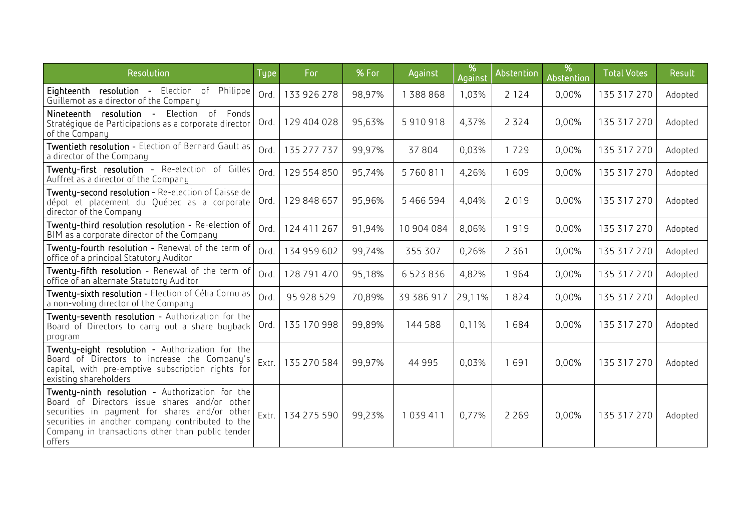| Resolution | Type | For | % For | Against | % Against | Abstention | % Abstention | Total Votes | Result |
|---|---|---|---|---|---|---|---|---|---|
| **Eighteenth resolution** - Election of Philippe Guillemot as a director of the Company | Ord. | 133 926 278 | 98,97% | 1 388 868 | 1,03% | 2 124 | 0,00% | 135 317 270 | Adopted |
| **Nineteenth resolution** - Election of Fonds Stratégique de Participations as a corporate director of the Company | Ord. | 129 404 028 | 95,63% | 5 910 918 | 4,37% | 2 324 | 0,00% | 135 317 270 | Adopted |
| **Twentieth resolution** - Election of Bernard Gault as a director of the Company | Ord. | 135 277 737 | 99,97% | 37 804 | 0,03% | 1 729 | 0,00% | 135 317 270 | Adopted |
| **Twenty-first resolution** - Re-election of Gilles Auffret as a director of the Company | Ord. | 129 554 850 | 95,74% | 5 760 811 | 4,26% | 1 609 | 0,00% | 135 317 270 | Adopted |
| **Twenty-second resolution** - Re-election of Caisse de dépot et placement du Québec as a corporate director of the Company | Ord. | 129 848 657 | 95,96% | 5 466 594 | 4,04% | 2 019 | 0,00% | 135 317 270 | Adopted |
| **Twenty-third resolution resolution** - Re-election of BIM as a corporate director of the Company | Ord. | 124 411 267 | 91,94% | 10 904 084 | 8,06% | 1 919 | 0,00% | 135 317 270 | Adopted |
| **Twenty-fourth resolution** - Renewal of the term of office of a principal Statutory Auditor | Ord. | 134 959 602 | 99,74% | 355 307 | 0,26% | 2 361 | 0,00% | 135 317 270 | Adopted |
| **Twenty-fifth resolution** - Renewal of the term of office of an alternate Statutory Auditor | Ord. | 128 791 470 | 95,18% | 6 523 836 | 4,82% | 1 964 | 0,00% | 135 317 270 | Adopted |
| **Twenty-sixth resolution** - Election of Célia Cornu as a non-voting director of the Company | Ord. | 95 928 529 | 70,89% | 39 386 917 | 29,11% | 1 824 | 0,00% | 135 317 270 | Adopted |
| **Twenty-seventh resolution** - Authorization for the Board of Directors to carry out a share buyback program | Ord. | 135 170 998 | 99,89% | 144 588 | 0,11% | 1 684 | 0,00% | 135 317 270 | Adopted |
| **Twenty-eight resolution** - Authorization for the Board of Directors to increase the Company's capital, with pre-emptive subscription rights for existing shareholders | Extr. | 135 270 584 | 99,97% | 44 995 | 0,03% | 1 691 | 0,00% | 135 317 270 | Adopted |
| **Twenty-ninth resolution** - Authorization for the Board of Directors issue shares and/or other securities in payment for shares and/or other securities in another company contributed to the Company in transactions other than public tender offers | Extr. | 134 275 590 | 99,23% | 1 039 411 | 0,77% | 2 269 | 0,00% | 135 317 270 | Adopted |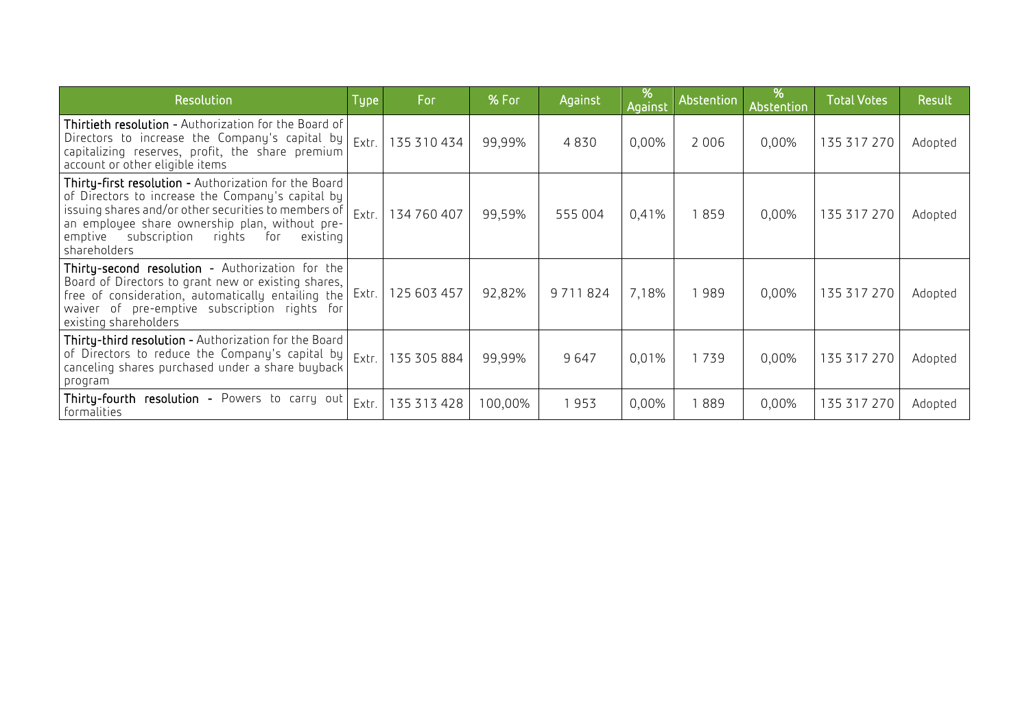| Resolution | Type | For | % For | Against | % Against | Abstention | % Abstention | Total Votes | Result |
|---|---|---|---|---|---|---|---|---|---|
| **Thirtieth resolution -** Authorization for the Board of Directors to increase the Company's capital by capitalizing reserves, profit, the share premium account or other eligible items | Extr. | 135 310 434 | 99,99% | 4 830 | 0,00% | 2 006 | 0,00% | 135 317 270 | Adopted |
| **Thirty-first resolution -** Authorization for the Board of Directors to increase the Company's capital by issuing shares and/or other securities to members of an employee share ownership plan, without pre-emptive subscription rights for existing shareholders | Extr. | 134 760 407 | 99,59% | 555 004 | 0,41% | 1 859 | 0,00% | 135 317 270 | Adopted |
| **Thirty-second resolution -** Authorization for the Board of Directors to grant new or existing shares, free of consideration, automatically entailing the waiver of pre-emptive subscription rights for existing shareholders | Extr. | 125 603 457 | 92,82% | 9 711 824 | 7,18% | 1 989 | 0,00% | 135 317 270 | Adopted |
| **Thirty-third resolution -** Authorization for the Board of Directors to reduce the Company's capital by canceling shares purchased under a share buyback program | Extr. | 135 305 884 | 99,99% | 9 647 | 0,01% | 1 739 | 0,00% | 135 317 270 | Adopted |
| **Thirty-fourth resolution -** Powers to carry out formalities | Extr. | 135 313 428 | 100,00% | 1 953 | 0,00% | 1 889 | 0,00% | 135 317 270 | Adopted |